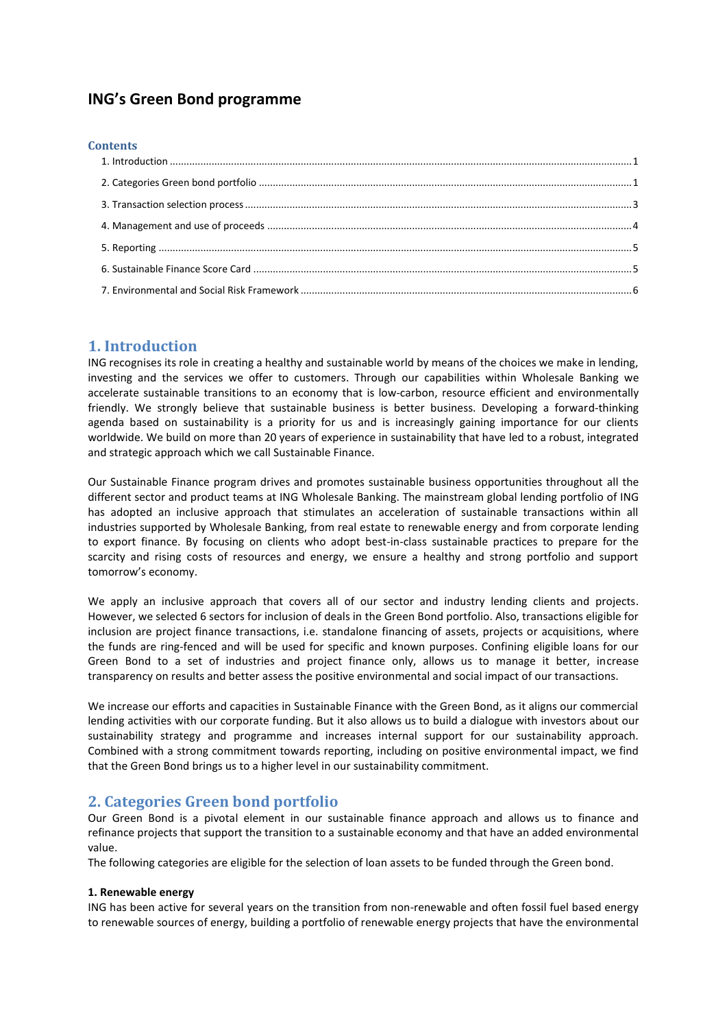# ING's Green Bond programme

**Contents**

1. Introduction ..... 1
2. Categories Green bond portfolio ..... 1
3. Transaction selection process ..... 3
4. Management and use of proceeds ..... 4
5. Reporting ..... 5
6. Sustainable Finance Score Card ..... 5
7. Environmental and Social Risk Framework ..... 6

## 1. Introduction

ING recognises its role in creating a healthy and sustainable world by means of the choices we make in lending, investing and the services we offer to customers. Through our capabilities within Wholesale Banking we accelerate sustainable transitions to an economy that is low-carbon, resource efficient and environmentally friendly. We strongly believe that sustainable business is better business. Developing a forward-thinking agenda based on sustainability is a priority for us and is increasingly gaining importance for our clients worldwide. We build on more than 20 years of experience in sustainability that have led to a robust, integrated and strategic approach which we call Sustainable Finance.

Our Sustainable Finance program drives and promotes sustainable business opportunities throughout all the different sector and product teams at ING Wholesale Banking. The mainstream global lending portfolio of ING has adopted an inclusive approach that stimulates an acceleration of sustainable transactions within all industries supported by Wholesale Banking, from real estate to renewable energy and from corporate lending to export finance. By focusing on clients who adopt best-in-class sustainable practices to prepare for the scarcity and rising costs of resources and energy, we ensure a healthy and strong portfolio and support tomorrow's economy.

We apply an inclusive approach that covers all of our sector and industry lending clients and projects. However, we selected 6 sectors for inclusion of deals in the Green Bond portfolio. Also, transactions eligible for inclusion are project finance transactions, i.e. standalone financing of assets, projects or acquisitions, where the funds are ring-fenced and will be used for specific and known purposes. Confining eligible loans for our Green Bond to a set of industries and project finance only, allows us to manage it better, increase transparency on results and better assess the positive environmental and social impact of our transactions.

We increase our efforts and capacities in Sustainable Finance with the Green Bond, as it aligns our commercial lending activities with our corporate funding. But it also allows us to build a dialogue with investors about our sustainability strategy and programme and increases internal support for our sustainability approach. Combined with a strong commitment towards reporting, including on positive environmental impact, we find that the Green Bond brings us to a higher level in our sustainability commitment.

## 2. Categories Green bond portfolio

Our Green Bond is a pivotal element in our sustainable finance approach and allows us to finance and refinance projects that support the transition to a sustainable economy and that have an added environmental value.

The following categories are eligible for the selection of loan assets to be funded through the Green bond.

**1. Renewable energy**

ING has been active for several years on the transition from non-renewable and often fossil fuel based energy to renewable sources of energy, building a portfolio of renewable energy projects that have the environmental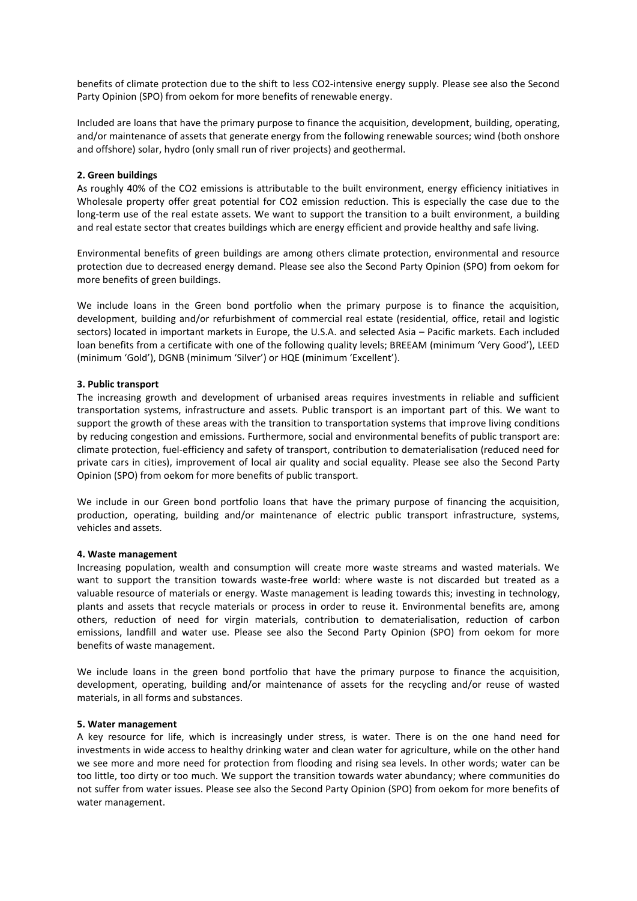benefits of climate protection due to the shift to less $CO_2$-intensive energy supply. Please see also the Second Party Opinion (SPO) from oekom for more benefits of renewable energy.

Included are loans that have the primary purpose to finance the acquisition, development, building, operating, and/or maintenance of assets that generate energy from the following renewable sources; wind (both onshore and offshore) solar, hydro (only small run of river projects) and geothermal.

**2. Green buildings**

As roughly 40% of the $CO_2$ emissions is attributable to the built environment, energy efficiency initiatives in Wholesale property offer great potential for $CO_2$ emission reduction. This is especially the case due to the long-term use of the real estate assets. We want to support the transition to a built environment, a building and real estate sector that creates buildings which are energy efficient and provide healthy and safe living.

Environmental benefits of green buildings are among others climate protection, environmental and resource protection due to decreased energy demand. Please see also the Second Party Opinion (SPO) from oekom for more benefits of green buildings.

We include loans in the Green bond portfolio when the primary purpose is to finance the acquisition, development, building and/or refurbishment of commercial real estate (residential, office, retail and logistic sectors) located in important markets in Europe, the U.S.A. and selected Asia – Pacific markets. Each included loan benefits from a certificate with one of the following quality levels; BREEAM (minimum 'Very Good'), LEED (minimum 'Gold'), DGNB (minimum 'Silver') or HQE (minimum 'Excellent').

**3. Public transport**

The increasing growth and development of urbanised areas requires investments in reliable and sufficient transportation systems, infrastructure and assets. Public transport is an important part of this. We want to support the growth of these areas with the transition to transportation systems that improve living conditions by reducing congestion and emissions. Furthermore, social and environmental benefits of public transport are: climate protection, fuel-efficiency and safety of transport, contribution to dematerialisation (reduced need for private cars in cities), improvement of local air quality and social equality. Please see also the Second Party Opinion (SPO) from oekom for more benefits of public transport.

We include in our Green bond portfolio loans that have the primary purpose of financing the acquisition, production, operating, building and/or maintenance of electric public transport infrastructure, systems, vehicles and assets.

**4. Waste management**

Increasing population, wealth and consumption will create more waste streams and wasted materials. We want to support the transition towards waste-free world: where waste is not discarded but treated as a valuable resource of materials or energy. Waste management is leading towards this; investing in technology, plants and assets that recycle materials or process in order to reuse it. Environmental benefits are, among others, reduction of need for virgin materials, contribution to dematerialisation, reduction of carbon emissions, landfill and water use. Please see also the Second Party Opinion (SPO) from oekom for more benefits of waste management.

We include loans in the green bond portfolio that have the primary purpose to finance the acquisition, development, operating, building and/or maintenance of assets for the recycling and/or reuse of wasted materials, in all forms and substances.

**5. Water management**

A key resource for life, which is increasingly under stress, is water. There is on the one hand need for investments in wide access to healthy drinking water and clean water for agriculture, while on the other hand we see more and more need for protection from flooding and rising sea levels. In other words; water can be too little, too dirty or too much. We support the transition towards water abundancy; where communities do not suffer from water issues. Please see also the Second Party Opinion (SPO) from oekom for more benefits of water management.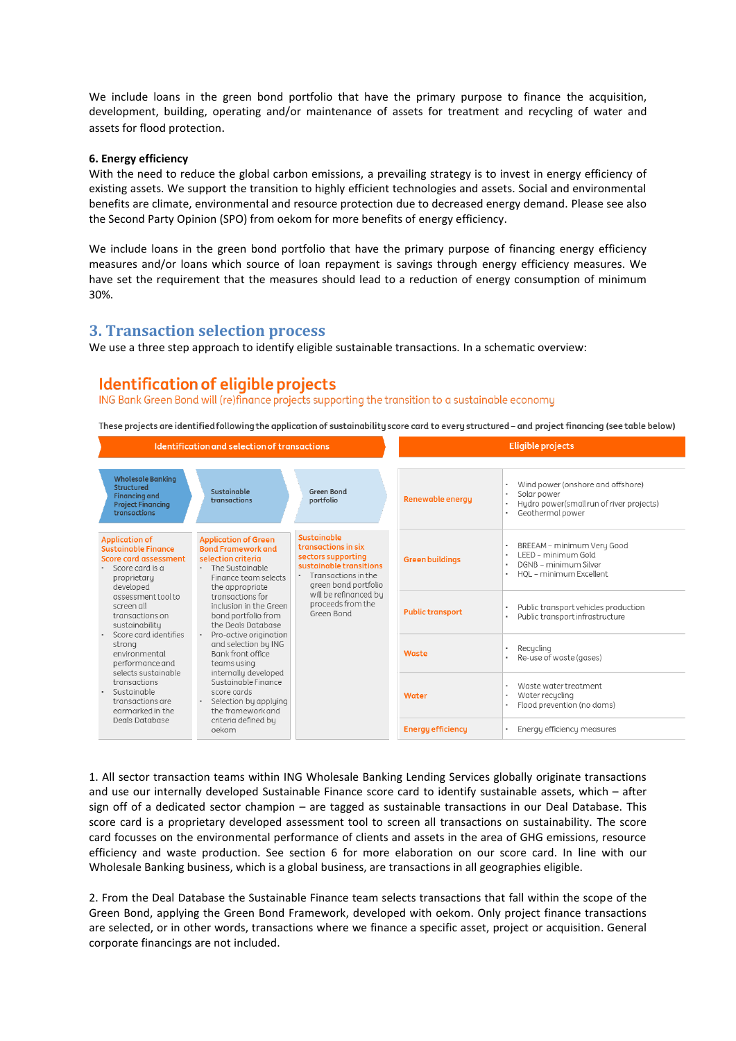We include loans in the green bond portfolio that have the primary purpose to finance the acquisition, development, building, operating and/or maintenance of assets for treatment and recycling of water and assets for flood protection.

**6. Energy efficiency**

With the need to reduce the global carbon emissions, a prevailing strategy is to invest in energy efficiency of existing assets. We support the transition to highly efficient technologies and assets. Social and environmental benefits are climate, environmental and resource protection due to decreased energy demand. Please see also the Second Party Opinion (SPO) from oekom for more benefits of energy efficiency.

We include loans in the green bond portfolio that have the primary purpose of financing energy efficiency measures and/or loans which source of loan repayment is savings through energy efficiency measures. We have set the requirement that the measures should lead to a reduction of energy consumption of minimum 30%.

## 3. Transaction selection process

We use a three step approach to identify eligible sustainable transactions. In a schematic overview:

### Identification of eligible projects

ING Bank Green Bond will (re)finance projects supporting the transition to a sustainable economy

These projects are identified following the application of sustainability score card to every structured – and project financing (see table below)

**Identification and selection of transactions**

| Wholesale Banking Structured Financing and Project Financing transactions | Sustainable transactions | Green Bond portfolio |
|---|---|---|
| **Application of Sustainable Finance Score card assessment**<br>- Score card is a proprietary developed assessment tool to screen all transactions on sustainability<br>- Score card identifies strong environmental performance and selects sustainable transactions<br>- Sustainable transactions are earmarked in the Deals Database | **Application of Green Bond Framework and selection criteria**<br>- The Sustainable Finance team selects the appropriate transactions for inclusion in the Green bond portfolio from the Deals Database<br>- Pro-active origination and selection by ING Bank front office teams using internally developed Sustainable Finance score cards<br>- Selection by applying the framework and criteria defined by oekom | **Sustainable transactions in six sectors supporting sustainable transitions**<br>- Transactions in the green bond portfolio will be refinanced by proceeds from the Green Bond |

**Eligible projects**

| Sector | Eligible projects |
|---|---|
| Renewable energy | - Wind power (onshore and offshore)<br>- Solar power<br>- Hydro power(small run of river projects)<br>- Geothermal power |
| Green buildings | - BREEAM – minimum Very Good<br>- LEED – minimum Gold<br>- DGNB – minimum Silver<br>- HQL – minimum Excellent |
| Public transport | - Public transport vehicles production<br>- Public transport infrastructure |
| Waste | - Recycling<br>- Re-use of waste (gases) |
| Water | - Waste water treatment<br>- Water recycling<br>- Flood prevention (no dams) |
| Energy efficiency | - Energy efficiency measures |

1. All sector transaction teams within ING Wholesale Banking Lending Services globally originate transactions and use our internally developed Sustainable Finance score card to identify sustainable assets, which – after sign off of a dedicated sector champion – are tagged as sustainable transactions in our Deal Database. This score card is a proprietary developed assessment tool to screen all transactions on sustainability. The score card focusses on the environmental performance of clients and assets in the area of GHG emissions, resource efficiency and waste production. See section 6 for more elaboration on our score card. In line with our Wholesale Banking business, which is a global business, are transactions in all geographies eligible.

2. From the Deal Database the Sustainable Finance team selects transactions that fall within the scope of the Green Bond, applying the Green Bond Framework, developed with oekom. Only project finance transactions are selected, or in other words, transactions where we finance a specific asset, project or acquisition. General corporate financings are not included.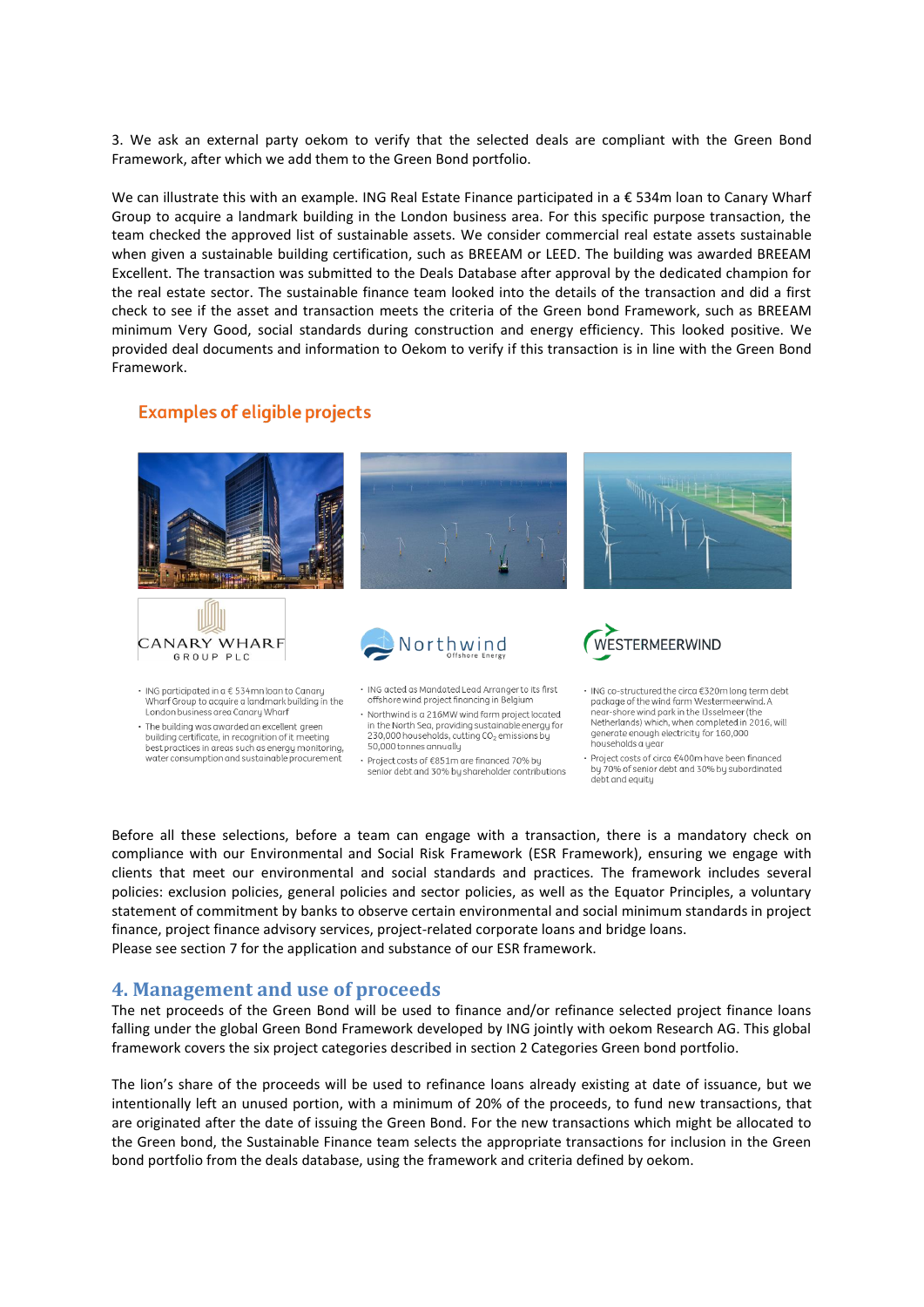3. We ask an external party oekom to verify that the selected deals are compliant with the Green Bond Framework, after which we add them to the Green Bond portfolio.

We can illustrate this with an example. ING Real Estate Finance participated in a € 534m loan to Canary Wharf Group to acquire a landmark building in the London business area. For this specific purpose transaction, the team checked the approved list of sustainable assets. We consider commercial real estate assets sustainable when given a sustainable building certification, such as BREEAM or LEED. The building was awarded BREEAM Excellent. The transaction was submitted to the Deals Database after approval by the dedicated champion for the real estate sector. The sustainable finance team looked into the details of the transaction and did a first check to see if the asset and transaction meets the criteria of the Green bond Framework, such as BREEAM minimum Very Good, social standards during construction and energy efficiency. This looked positive. We provided deal documents and information to Oekom to verify if this transaction is in line with the Green Bond Framework.

## Examples of eligible projects

**CANARY WHARF GROUP PLC**

- ING participated in a € 534mn loan to Canary Wharf Group to acquire a landmark building in the London business area Canary Wharf
- The building was awarded an excellent green building certificate, in recognition of it meeting best practices in areas such as energy monitoring, water consumption and sustainable procurement

**Northwind Offshore Energy**

- ING acted as Mandated Lead Arranger to its first offshore wind project financing in Belgium
- Northwind is a 216MW wind farm project located in the North Sea, providing sustainable energy for 230,000 households, cutting $CO_2$ emissions by 50,000 tonnes annually
- Project costs of €851m are financed 70% by senior debt and 30% by shareholder contributions

**WESTERMEERWIND**

- ING co-structured the circa €320m long term debt package of the wind farm Westermeerwind. A near-shore wind park in the IJsselmeer (the Netherlands) which, when completed in 2016, will generate enough electricity for 160,000 households a year
- Project costs of circa €400m have been financed by 70% of senior debt and 30% by subordinated debt and equity

Before all these selections, before a team can engage with a transaction, there is a mandatory check on compliance with our Environmental and Social Risk Framework (ESR Framework), ensuring we engage with clients that meet our environmental and social standards and practices. The framework includes several policies: exclusion policies, general policies and sector policies, as well as the Equator Principles, a voluntary statement of commitment by banks to observe certain environmental and social minimum standards in project finance, project finance advisory services, project-related corporate loans and bridge loans.
Please see section 7 for the application and substance of our ESR framework.

## 4. Management and use of proceeds

The net proceeds of the Green Bond will be used to finance and/or refinance selected project finance loans falling under the global Green Bond Framework developed by ING jointly with oekom Research AG. This global framework covers the six project categories described in section 2 Categories Green bond portfolio.

The lion's share of the proceeds will be used to refinance loans already existing at date of issuance, but we intentionally left an unused portion, with a minimum of 20% of the proceeds, to fund new transactions, that are originated after the date of issuing the Green Bond. For the new transactions which might be allocated to the Green bond, the Sustainable Finance team selects the appropriate transactions for inclusion in the Green bond portfolio from the deals database, using the framework and criteria defined by oekom.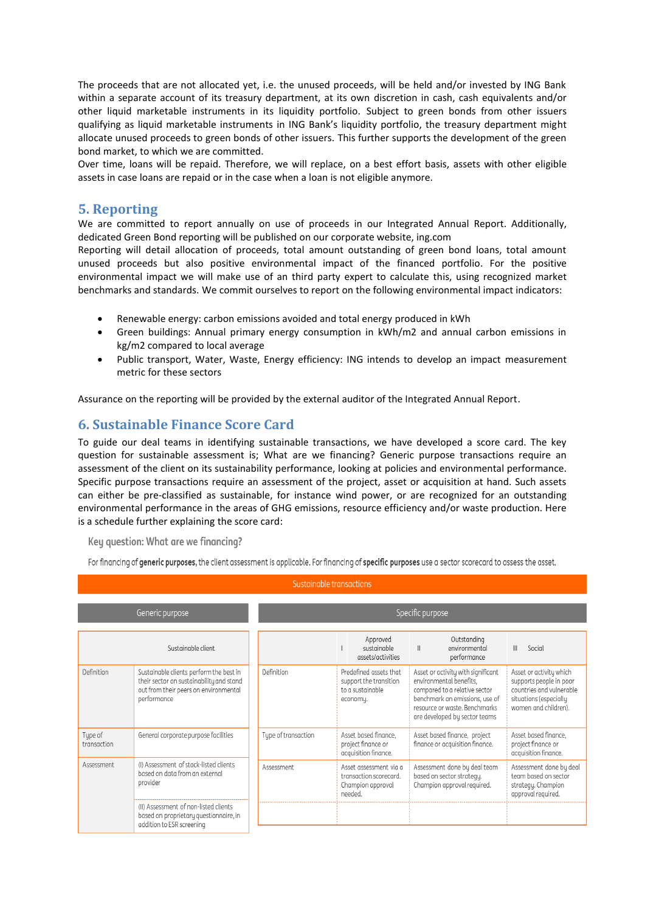The proceeds that are not allocated yet, i.e. the unused proceeds, will be held and/or invested by ING Bank within a separate account of its treasury department, at its own discretion in cash, cash equivalents and/or other liquid marketable instruments in its liquidity portfolio. Subject to green bonds from other issuers qualifying as liquid marketable instruments in ING Bank's liquidity portfolio, the treasury department might allocate unused proceeds to green bonds of other issuers. This further supports the development of the green bond market, to which we are committed.
Over time, loans will be repaid. Therefore, we will replace, on a best effort basis, assets with other eligible assets in case loans are repaid or in the case when a loan is not eligible anymore.

## 5. Reporting

We are committed to report annually on use of proceeds in our Integrated Annual Report. Additionally, dedicated Green Bond reporting will be published on our corporate website, ing.com
Reporting will detail allocation of proceeds, total amount outstanding of green bond loans, total amount unused proceeds but also positive environmental impact of the financed portfolio. For the positive environmental impact we will make use of an third party expert to calculate this, using recognized market benchmarks and standards. We commit ourselves to report on the following environmental impact indicators:

- Renewable energy: carbon emissions avoided and total energy produced in kWh
- Green buildings: Annual primary energy consumption in kWh/m2 and annual carbon emissions in kg/m2 compared to local average
- Public transport, Water, Waste, Energy efficiency: ING intends to develop an impact measurement metric for these sectors

Assurance on the reporting will be provided by the external auditor of the Integrated Annual Report.

## 6. Sustainable Finance Score Card

To guide our deal teams in identifying sustainable transactions, we have developed a score card. The key question for sustainable assessment is; What are we financing? Generic purpose transactions require an assessment of the client on its sustainability performance, looking at policies and environmental performance. Specific purpose transactions require an assessment of the project, asset or acquisition at hand. Such assets can either be pre-classified as sustainable, for instance wind power, or are recognized for an outstanding environmental performance in the areas of GHG emissions, resource efficiency and/or waste production. Here is a schedule further explaining the score card:

**Key question: What are we financing?**

For financing of **generic purposes,** the client assessment is applicable. For financing of **specific purposes** use a sector scorecard to assess the asset.

Sustainable transactions

| Generic purpose | |
|---|---|
| | Sustainable client |
| Definition | Sustainable clients perform the best in their sector on sustainability and stand out from their peers on environmental performance |
| Type of transaction | General corporate purpose facilities |
| Assessment | (I) Assessment of stock-listed clients based on data from an external provider |
| | (II) Assessment of non-listed clients based on proprietary questionnaire, in addition to ESR screening |

| Specific purpose | | | |
|---|---|---|---|
| | I Approved sustainable assets/activities | II Outstanding environmental performance | III Social |
| Definition | Predefined assets that support the transition to a sustainable economy. | Asset or activity with significant environmental benefits, compared to a relative sector benchmark on emissions, use of resource or waste. Benchmarks are developed by sector teams | Asset or activity which supports people in poor countries and vulnerable situations (especially women and children). |
| Type of transaction | Asset based finance, project finance or acquisition finance. | Asset based finance, project finance or acquisition finance. | Asset based finance, project finance or acquisition finance. |
| Assessment | Asset assessment via a transaction scorecard. Champion approval needed. | Assessment done by deal team based on sector strategy. Champion approval required. | Assessment done by deal team based on sector strategy. Champion approval required. |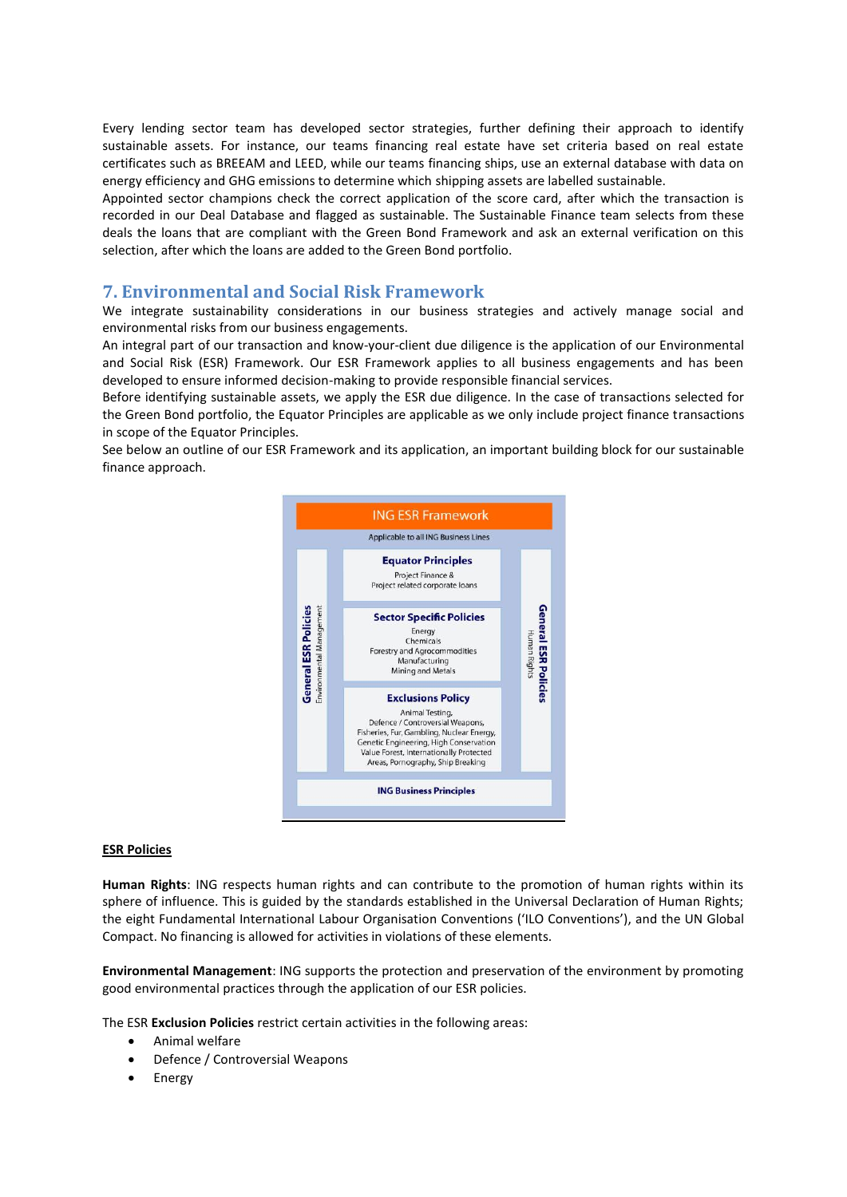Every lending sector team has developed sector strategies, further defining their approach to identify sustainable assets. For instance, our teams financing real estate have set criteria based on real estate certificates such as BREEAM and LEED, while our teams financing ships, use an external database with data on energy efficiency and GHG emissions to determine which shipping assets are labelled sustainable.
Appointed sector champions check the correct application of the score card, after which the transaction is recorded in our Deal Database and flagged as sustainable. The Sustainable Finance team selects from these deals the loans that are compliant with the Green Bond Framework and ask an external verification on this selection, after which the loans are added to the Green Bond portfolio.

## 7. Environmental and Social Risk Framework

We integrate sustainability considerations in our business strategies and actively manage social and environmental risks from our business engagements.
An integral part of our transaction and know-your-client due diligence is the application of our Environmental and Social Risk (ESR) Framework. Our ESR Framework applies to all business engagements and has been developed to ensure informed decision-making to provide responsible financial services.
Before identifying sustainable assets, we apply the ESR due diligence. In the case of transactions selected for the Green Bond portfolio, the Equator Principles are applicable as we only include project finance transactions in scope of the Equator Principles.
See below an outline of our ESR Framework and its application, an important building block for our sustainable finance approach.

**ING ESR Framework**

Applicable to all ING Business Lines

General ESR Policies – Environmental Management

**Equator Principles**
Project Finance &
Project related corporate loans

**Sector Specific Policies**
Energy
Chemicals
Forestry and Agrocommodities
Manufacturing
Mining and Metals

**Exclusions Policy**
Animal Testing,
Defence / Controversial Weapons,
Fisheries, Fur, Gambling, Nuclear Energy,
Genetic Engineering, High Conservation
Value Forest, Internationally Protected
Areas, Pornography, Ship Breaking

General ESR Policies – Human Rights

**ING Business Principles**

**ESR Policies**

**Human Rights**: ING respects human rights and can contribute to the promotion of human rights within its sphere of influence. This is guided by the standards established in the Universal Declaration of Human Rights; the eight Fundamental International Labour Organisation Conventions ('ILO Conventions'), and the UN Global Compact. No financing is allowed for activities in violations of these elements.

**Environmental Management**: ING supports the protection and preservation of the environment by promoting good environmental practices through the application of our ESR policies.

The ESR **Exclusion Policies** restrict certain activities in the following areas:

- Animal welfare
- Defence / Controversial Weapons
- Energy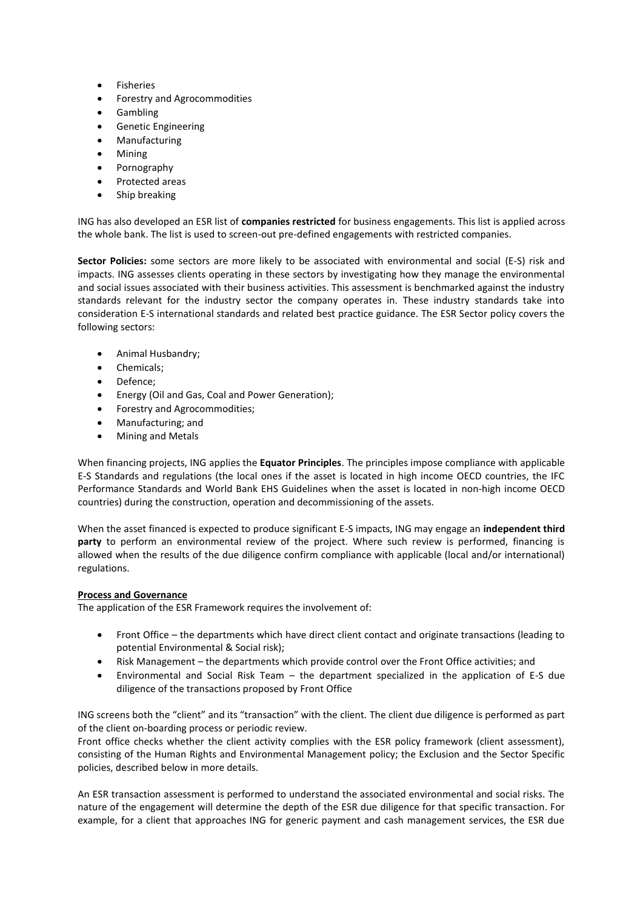- Fisheries
- Forestry and Agrocommodities
- Gambling
- Genetic Engineering
- Manufacturing
- Mining
- Pornography
- Protected areas
- Ship breaking

ING has also developed an ESR list of **companies restricted** for business engagements. This list is applied across the whole bank. The list is used to screen-out pre-defined engagements with restricted companies.

**Sector Policies:** some sectors are more likely to be associated with environmental and social (E-S) risk and impacts. ING assesses clients operating in these sectors by investigating how they manage the environmental and social issues associated with their business activities. This assessment is benchmarked against the industry standards relevant for the industry sector the company operates in. These industry standards take into consideration E-S international standards and related best practice guidance. The ESR Sector policy covers the following sectors:

- Animal Husbandry;
- Chemicals;
- Defence;
- Energy (Oil and Gas, Coal and Power Generation);
- Forestry and Agrocommodities;
- Manufacturing; and
- Mining and Metals

When financing projects, ING applies the **Equator Principles**. The principles impose compliance with applicable E-S Standards and regulations (the local ones if the asset is located in high income OECD countries, the IFC Performance Standards and World Bank EHS Guidelines when the asset is located in non-high income OECD countries) during the construction, operation and decommissioning of the assets.

When the asset financed is expected to produce significant E-S impacts, ING may engage an **independent third party** to perform an environmental review of the project. Where such review is performed, financing is allowed when the results of the due diligence confirm compliance with applicable (local and/or international) regulations.

**Process and Governance**

The application of the ESR Framework requires the involvement of:

- Front Office – the departments which have direct client contact and originate transactions (leading to potential Environmental & Social risk);
- Risk Management – the departments which provide control over the Front Office activities; and
- Environmental and Social Risk Team – the department specialized in the application of E-S due diligence of the transactions proposed by Front Office

ING screens both the "client" and its "transaction" with the client. The client due diligence is performed as part of the client on-boarding process or periodic review.
Front office checks whether the client activity complies with the ESR policy framework (client assessment), consisting of the Human Rights and Environmental Management policy; the Exclusion and the Sector Specific policies, described below in more details.

An ESR transaction assessment is performed to understand the associated environmental and social risks. The nature of the engagement will determine the depth of the ESR due diligence for that specific transaction. For example, for a client that approaches ING for generic payment and cash management services, the ESR due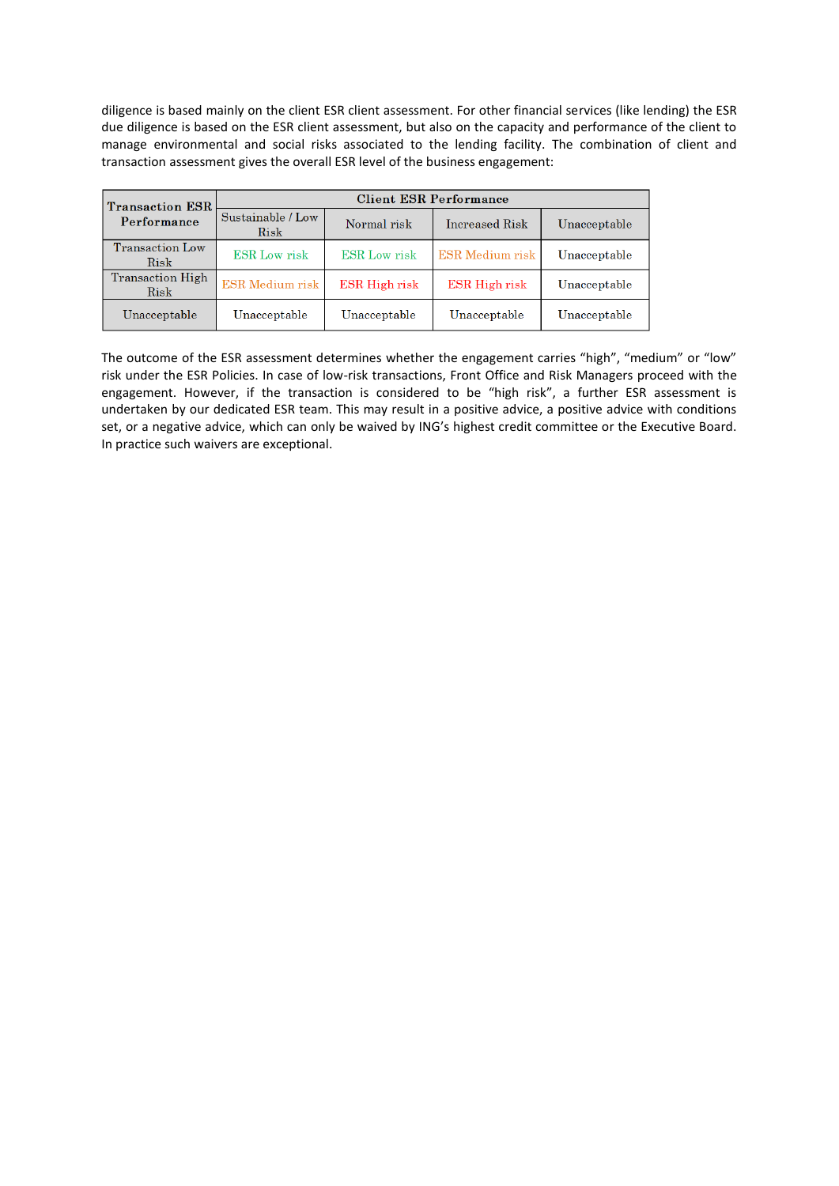diligence is based mainly on the client ESR client assessment. For other financial services (like lending) the ESR due diligence is based on the ESR client assessment, but also on the capacity and performance of the client to manage environmental and social risks associated to the lending facility. The combination of client and transaction assessment gives the overall ESR level of the business engagement:

| **Transaction ESR Performance** | **Client ESR Performance** | | | |
|---|---|---|---|---|
| | Sustainable / Low Risk | Normal risk | Increased Risk | Unacceptable |
| Transaction Low Risk | ESR Low risk | ESR Low risk | ESR Medium risk | Unacceptable |
| Transaction High Risk | ESR Medium risk | ESR High risk | ESR High risk | Unacceptable |
| Unacceptable | Unacceptable | Unacceptable | Unacceptable | Unacceptable |

The outcome of the ESR assessment determines whether the engagement carries "high", "medium" or "low" risk under the ESR Policies. In case of low-risk transactions, Front Office and Risk Managers proceed with the engagement. However, if the transaction is considered to be "high risk", a further ESR assessment is undertaken by our dedicated ESR team. This may result in a positive advice, a positive advice with conditions set, or a negative advice, which can only be waived by ING's highest credit committee or the Executive Board. In practice such waivers are exceptional.